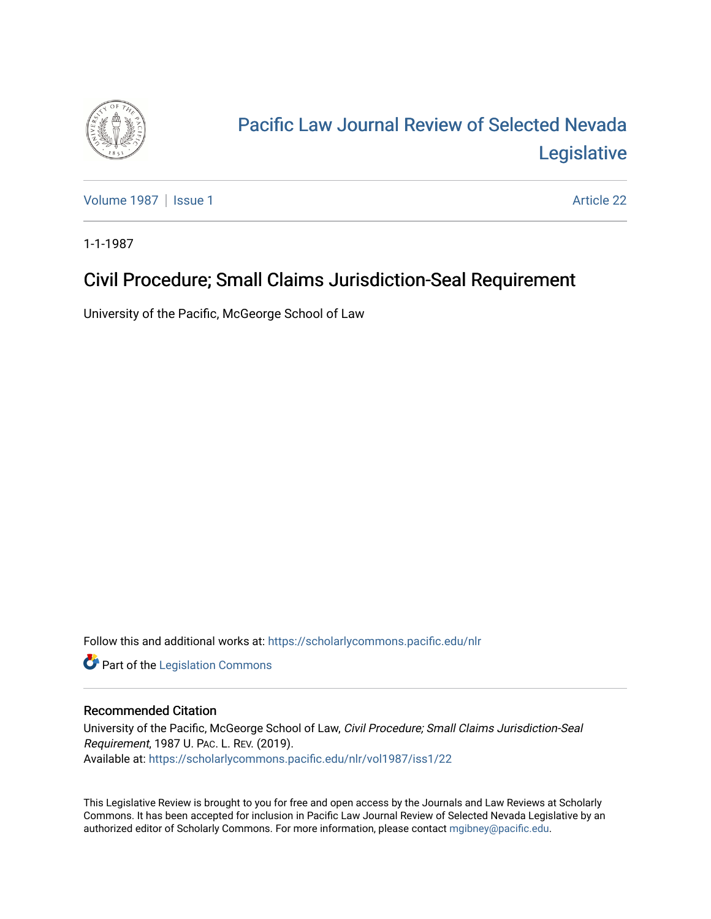# Pacific Law Journal Review of Selected Nevada Legislative

Volume 1987 | Issue 1 Article 22

1-1-1987

## Civil Procedure; Small Claims Jurisdiction-Seal Requirement

University of the Pacific, McGeorge School of Law

Follow this and additional works at: https://scholarlycommons.pacific.edu/nlr

Part of the Legislation Commons

### Recommended Citation

University of the Pacific, McGeorge School of Law, *Civil Procedure; Small Claims Jurisdiction-Seal Requirement*, 1987 U. Pac. L. Rev. (2019).
Available at: https://scholarlycommons.pacific.edu/nlr/vol1987/iss1/22

This Legislative Review is brought to you for free and open access by the Journals and Law Reviews at Scholarly Commons. It has been accepted for inclusion in Pacific Law Journal Review of Selected Nevada Legislative by an authorized editor of Scholarly Commons. For more information, please contact mgibney@pacific.edu.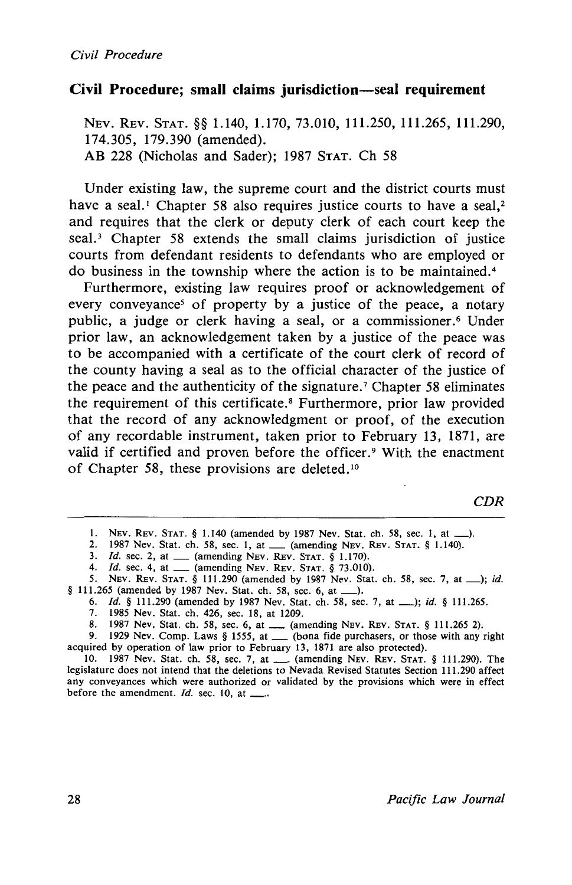## Civil Procedure; small claims jurisdiction—seal requirement

NEV. REV. STAT. §§ 1.140, 1.170, 73.010, 111.250, 111.265, 111.290, 174.305, 179.390 (amended).
AB 228 (Nicholas and Sader); 1987 STAT. Ch 58

Under existing law, the supreme court and the district courts must have a seal.[1] Chapter 58 also requires justice courts to have a seal,[2] and requires that the clerk or deputy clerk of each court keep the seal.[3] Chapter 58 extends the small claims jurisdiction of justice courts from defendant residents to defendants who are employed or do business in the township where the action is to be maintained.[4]

Furthermore, existing law requires proof or acknowledgement of every conveyance[5] of property by a justice of the peace, a notary public, a judge or clerk having a seal, or a commissioner.[6] Under prior law, an acknowledgement taken by a justice of the peace was to be accompanied with a certificate of the court clerk of record of the county having a seal as to the official character of the justice of the peace and the authenticity of the signature.[7] Chapter 58 eliminates the requirement of this certificate.[8] Furthermore, prior law provided that the record of any acknowledgment or proof, of the execution of any recordable instrument, taken prior to February 13, 1871, are valid if certified and proven before the officer.[9] With the enactment of Chapter 58, these provisions are deleted.[10]

*CDR*

---

1. NEV. REV. STAT. § 1.140 (amended by 1987 Nev. Stat. ch. 58, sec. 1, at \_\_).
2. 1987 Nev. Stat. ch. 58, sec. 1, at \_\_ (amending NEV. REV. STAT. § 1.140).
3. *Id.* sec. 2, at \_\_ (amending NEV. REV. STAT. § 1.170).
4. *Id.* sec. 4, at \_\_ (amending NEV. REV. STAT. § 73.010).
5. NEV. REV. STAT. § 111.290 (amended by 1987 Nev. Stat. ch. 58, sec. 7, at \_\_); *id.* § 111.265 (amended by 1987 Nev. Stat. ch. 58, sec. 6, at \_\_).
6. *Id.* § 111.290 (amended by 1987 Nev. Stat. ch. 58, sec. 7, at \_\_); *id.* § 111.265.
7. 1985 Nev. Stat. ch. 426, sec. 18, at 1209.
8. 1987 Nev. Stat. ch. 58, sec. 6, at \_\_ (amending NEV. REV. STAT. § 111.265 2).
9. 1929 Nev. Comp. Laws § 1555, at \_\_ (bona fide purchasers, or those with any right acquired by operation of law prior to February 13, 1871 are also protected).
10. 1987 Nev. Stat. ch. 58, sec. 7, at \_\_ (amending NEV. REV. STAT. § 111.290). The legislature does not intend that the deletions to Nevada Revised Statutes Section 111.290 affect any conveyances which were authorized or validated by the provisions which were in effect before the amendment. *Id.* sec. 10, at \_\_.